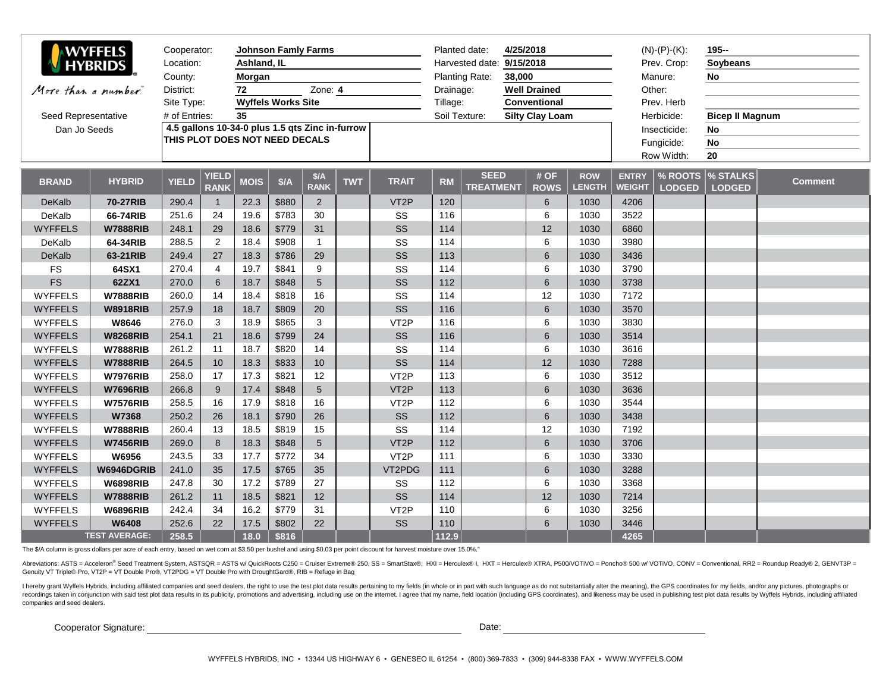**WYFFELS HYBRIDS**

*More than a number.*

Seed Representative
Dan Jo Seeds

| | | | | | |
|---|---|---|---|---|---|
| Cooperator: | Johnson Famly Farms | Planted date: | 4/25/2018 | (N)-(P)-(K): | 195-- |
| Location: | Ashland, IL | Harvested date: | 9/15/2018 | Prev. Crop: | Soybeans |
| County: | Morgan | Planting Rate: | 38,000 | Manure: | No |
| District: | 72 Zone: 4 | Drainage: | Well Drained | Other: | |
| Site Type: | Wyffels Works Site | Tillage: | Conventional | Prev. Herb | |
| # of Entries: | 35 | Soil Texture: | Silty Clay Loam | Herbicide: | Bicep II Magnum |
| | | | | Insecticide: | No |
| | | | | Fungicide: | No |
| | | | | Row Width: | 20 |

4.5 gallons 10-34-0 plus 1.5 qts Zinc in-furrow
THIS PLOT DOES NOT NEED DECALS

| BRAND | HYBRID | YIELD | YIELD RANK | MOIS | $/A | $/A RANK | TWT | TRAIT | RM | SEED TREATMENT | # OF ROWS | ROW LENGTH | ENTRY WEIGHT | % ROOTS LODGED | % STALKS LODGED | Comment |
|---|---|---|---|---|---|---|---|---|---|---|---|---|---|---|---|---|
| DeKalb | 70-27RIB | 290.4 | 1 | 22.3 | $880 | 2 | | VT2P | 120 | | 6 | 1030 | 4206 | | | |
| DeKalb | 66-74RIB | 251.6 | 24 | 19.6 | $783 | 30 | | SS | 116 | | 6 | 1030 | 3522 | | | |
| WYFFELS | W7888RIB | 248.1 | 29 | 18.6 | $779 | 31 | | SS | 114 | | 12 | 1030 | 6860 | | | |
| DeKalb | 64-34RIB | 288.5 | 2 | 18.4 | $908 | 1 | | SS | 114 | | 6 | 1030 | 3980 | | | |
| DeKalb | 63-21RIB | 249.4 | 27 | 18.3 | $786 | 29 | | SS | 113 | | 6 | 1030 | 3436 | | | |
| FS | 64SX1 | 270.4 | 4 | 19.7 | $841 | 9 | | SS | 114 | | 6 | 1030 | 3790 | | | |
| FS | 62ZX1 | 270.0 | 6 | 18.7 | $848 | 5 | | SS | 112 | | 6 | 1030 | 3738 | | | |
| WYFFELS | W7888RIB | 260.0 | 14 | 18.4 | $818 | 16 | | SS | 114 | | 12 | 1030 | 7172 | | | |
| WYFFELS | W8918RIB | 257.9 | 18 | 18.7 | $809 | 20 | | SS | 116 | | 6 | 1030 | 3570 | | | |
| WYFFELS | W8646 | 276.0 | 3 | 18.9 | $865 | 3 | | VT2P | 116 | | 6 | 1030 | 3830 | | | |
| WYFFELS | W8268RIB | 254.1 | 21 | 18.6 | $799 | 24 | | SS | 116 | | 6 | 1030 | 3514 | | | |
| WYFFELS | W7888RIB | 261.2 | 11 | 18.7 | $820 | 14 | | SS | 114 | | 6 | 1030 | 3616 | | | |
| WYFFELS | W7888RIB | 264.5 | 10 | 18.3 | $833 | 10 | | SS | 114 | | 12 | 1030 | 7288 | | | |
| WYFFELS | W7976RIB | 258.0 | 17 | 17.3 | $821 | 12 | | VT2P | 113 | | 6 | 1030 | 3512 | | | |
| WYFFELS | W7696RIB | 266.8 | 9 | 17.4 | $848 | 5 | | VT2P | 113 | | 6 | 1030 | 3636 | | | |
| WYFFELS | W7576RIB | 258.5 | 16 | 17.9 | $818 | 16 | | VT2P | 112 | | 6 | 1030 | 3544 | | | |
| WYFFELS | W7368 | 250.2 | 26 | 18.1 | $790 | 26 | | SS | 112 | | 6 | 1030 | 3438 | | | |
| WYFFELS | W7888RIB | 260.4 | 13 | 18.5 | $819 | 15 | | SS | 114 | | 12 | 1030 | 7192 | | | |
| WYFFELS | W7456RIB | 269.0 | 8 | 18.3 | $848 | 5 | | VT2P | 112 | | 6 | 1030 | 3706 | | | |
| WYFFELS | W6956 | 243.5 | 33 | 17.7 | $772 | 34 | | VT2P | 111 | | 6 | 1030 | 3330 | | | |
| WYFFELS | W6946DGRIB | 241.0 | 35 | 17.5 | $765 | 35 | | VT2PDG | 111 | | 6 | 1030 | 3288 | | | |
| WYFFELS | W6898RIB | 247.8 | 30 | 17.2 | $789 | 27 | | SS | 112 | | 6 | 1030 | 3368 | | | |
| WYFFELS | W7888RIB | 261.2 | 11 | 18.5 | $821 | 12 | | SS | 114 | | 12 | 1030 | 7214 | | | |
| WYFFELS | W6896RIB | 242.4 | 34 | 16.2 | $779 | 31 | | VT2P | 110 | | 6 | 1030 | 3256 | | | |
| WYFFELS | W6408 | 252.6 | 22 | 17.5 | $802 | 22 | | SS | 110 | | 6 | 1030 | 3446 | | | |
| | TEST AVERAGE: | 258.5 | | 18.0 | $816 | | | | 112.9 | | | | 4265 | | | |

The $/A column is gross dollars per acre of each entry, based on wet corn at $3.50 per bushel and using $0.03 per point discount for harvest moisture over 15.0%."

Abreviations: ASTS = Acceleron® Seed Treatment System, ASTSQR = ASTS w/ QuickRoots C250 = Cruiser Extreme® 250, SS = SmartStax®, HXI = Herculex® I, HXT = Herculex® XTRA, P500/VOTiVO = Poncho® 500 w/ VOTiVO, CONV = Conventional, RR2 = Roundup Ready® 2, GENVT3P = Genuity VT Triple® Pro, VT2P = VT Double Pro®, VT2PDG = VT Double Pro with DroughtGard®, RIB = Refuge in Bag

I hereby grant Wyffels Hybrids, including affiliated companies and seed dealers, the right to use the test plot data results pertaining to my fields (in whole or in part with such language as do not substantially alter the meaning), the GPS coordinates for my fields, and/or any pictures, photographs or recordings taken in conjunction with said test plot data results in its publicity, promotions and advertising, including use on the internet. I agree that my name, field location (including GPS coordinates), and likeness may be used in publishing test plot data results by Wyffels Hybrids, including affiliated companies and seed dealers.

Cooperator Signature: ______________________ Date: ______________________

WYFFELS HYBRIDS, INC • 13344 US HIGHWAY 6 • GENESEO IL 61254 • (800) 369-7833 • (309) 944-8338 FAX • WWW.WYFFELS.COM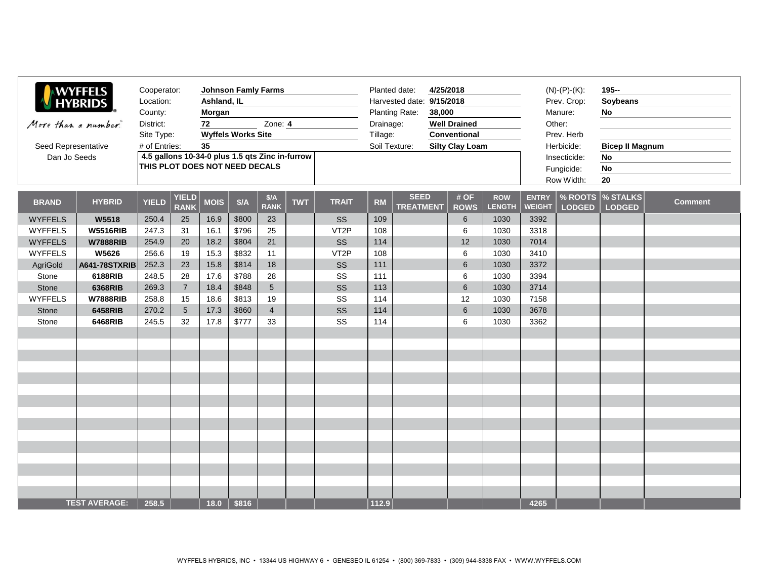**WYFFELS HYBRIDS** — *More than a number.*

Seed Representative
Dan Jo Seeds

| | | | |
|---|---|---|---|
| Cooperator: | Johnson Famly Farms | Planted date: | 4/25/2018 |
| Location: | Ashland, IL | Harvested date: | 9/15/2018 |
| County: | Morgan | Planting Rate: | 38,000 |
| District: | 72 Zone: 4 | Drainage: | Well Drained |
| Site Type: | Wyffels Works Site | Tillage: | Conventional |
| # of Entries: | 35 | Soil Texture: | Silty Clay Loam |

| | |
|---|---|
| (N)-(P)-(K): | 195-- |
| Prev. Crop: | Soybeans |
| Manure: | No |
| Other: | |
| Prev. Herb | |
| Herbicide: | Bicep II Magnum |
| Insecticide: | No |
| Fungicide: | No |
| Row Width: | 20 |

**4.5 gallons 10-34-0 plus 1.5 qts Zinc in-furrow**
**THIS PLOT DOES NOT NEED DECALS**

| BRAND | HYBRID | YIELD | YIELD RANK | MOIS | $/A | $/A RANK | TWT | TRAIT | RM | SEED TREATMENT | # OF ROWS | ROW LENGTH | ENTRY WEIGHT | % ROOTS LODGED | % STALKS LODGED | Comment |
|---|---|---|---|---|---|---|---|---|---|---|---|---|---|---|---|---|
| WYFFELS | **W5518** | 250.4 | 25 | 16.9 | $800 | 23 | | SS | 109 | | 6 | 1030 | 3392 | | | |
| WYFFELS | **W5516RIB** | 247.3 | 31 | 16.1 | $796 | 25 | | VT2P | 108 | | 6 | 1030 | 3318 | | | |
| WYFFELS | **W7888RIB** | 254.9 | 20 | 18.2 | $804 | 21 | | SS | 114 | | 12 | 1030 | 7014 | | | |
| WYFFELS | **W5626** | 256.6 | 19 | 15.3 | $832 | 11 | | VT2P | 108 | | 6 | 1030 | 3410 | | | |
| AgriGold | **A641-78STXRIB** | 252.3 | 23 | 15.8 | $814 | 18 | | SS | 111 | | 6 | 1030 | 3372 | | | |
| Stone | **6188RIB** | 248.5 | 28 | 17.6 | $788 | 28 | | SS | 111 | | 6 | 1030 | 3394 | | | |
| Stone | **6368RIB** | 269.3 | 7 | 18.4 | $848 | 5 | | SS | 113 | | 6 | 1030 | 3714 | | | |
| WYFFELS | **W7888RIB** | 258.8 | 15 | 18.6 | $813 | 19 | | SS | 114 | | 12 | 1030 | 7158 | | | |
| Stone | **6458RIB** | 270.2 | 5 | 17.3 | $860 | 4 | | SS | 114 | | 6 | 1030 | 3678 | | | |
| Stone | **6468RIB** | 245.5 | 32 | 17.8 | $777 | 33 | | SS | 114 | | 6 | 1030 | 3362 | | | |
| **TEST AVERAGE:** | | **258.5** | | **18.0** | **$816** | | | | **112.9** | | | | **4265** | | | |

WYFFELS HYBRIDS, INC • 13344 US HIGHWAY 6 • GENESEO IL 61254 • (800) 369-7833 • (309) 944-8338 FAX • WWW.WYFFELS.COM